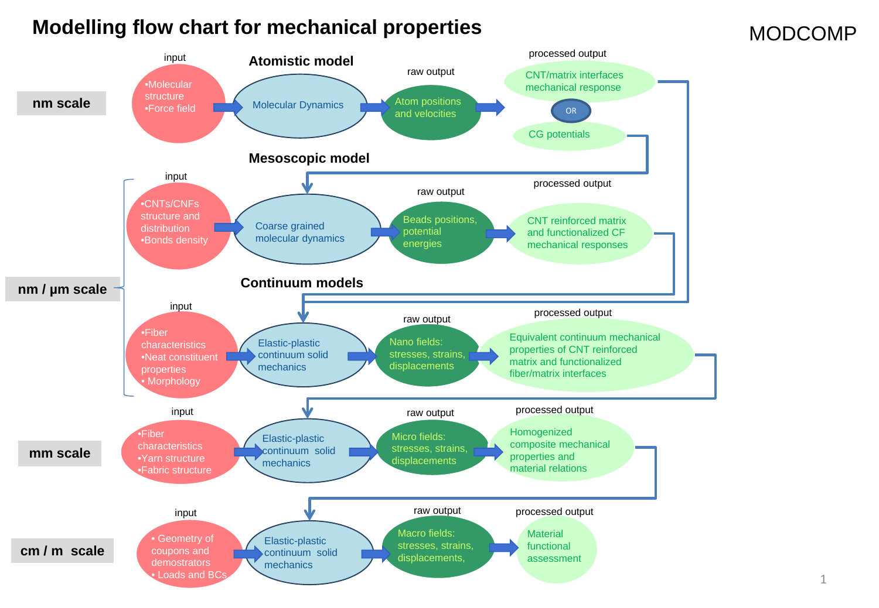# Modelling flow chart for mechanical properties

MODCOMP

## nm scale

### Atomistic model

- **input**: •Molecular structure •Force field
- **Molecular Dynamics**
- **raw output**: Atom positions and velocities
- **processed output**: CNT/matrix interfaces mechanical response OR CG potentials

## nm / μm scale

### Mesoscopic model

- **input**: •CNTs/CNFs structure and distribution •Bonds density
- **Coarse grained molecular dynamics**
- **raw output**: Beads positions, potential energies
- **processed output**: CNT reinforced matrix and functionalized CF mechanical responses

### Continuum models

- **input**: •Fiber characteristics •Neat constituent properties • Morphology
- **Elastic-plastic continuum solid mechanics**
- **raw output**: Nano fields: stresses, strains, displacements
- **processed output**: Equivalent continuum mechanical properties of CNT reinforced matrix and functionalized fiber/matrix interfaces

## mm scale

- **input**: •Fiber characteristics •Yarn structure •Fabric structure
- **Elastic-plastic continuum solid mechanics**
- **raw output**: Micro fields: stresses, strains, displacements
- **processed output**: Homogenized composite mechanical properties and material relations

## cm / m scale

- **input**: • Geometry of coupons and demostrators • Loads and BCs
- **Elastic-plastic continuum solid mechanics**
- **raw output**: Macro fields: stresses, strains, displacements,
- **processed output**: Material functional assessment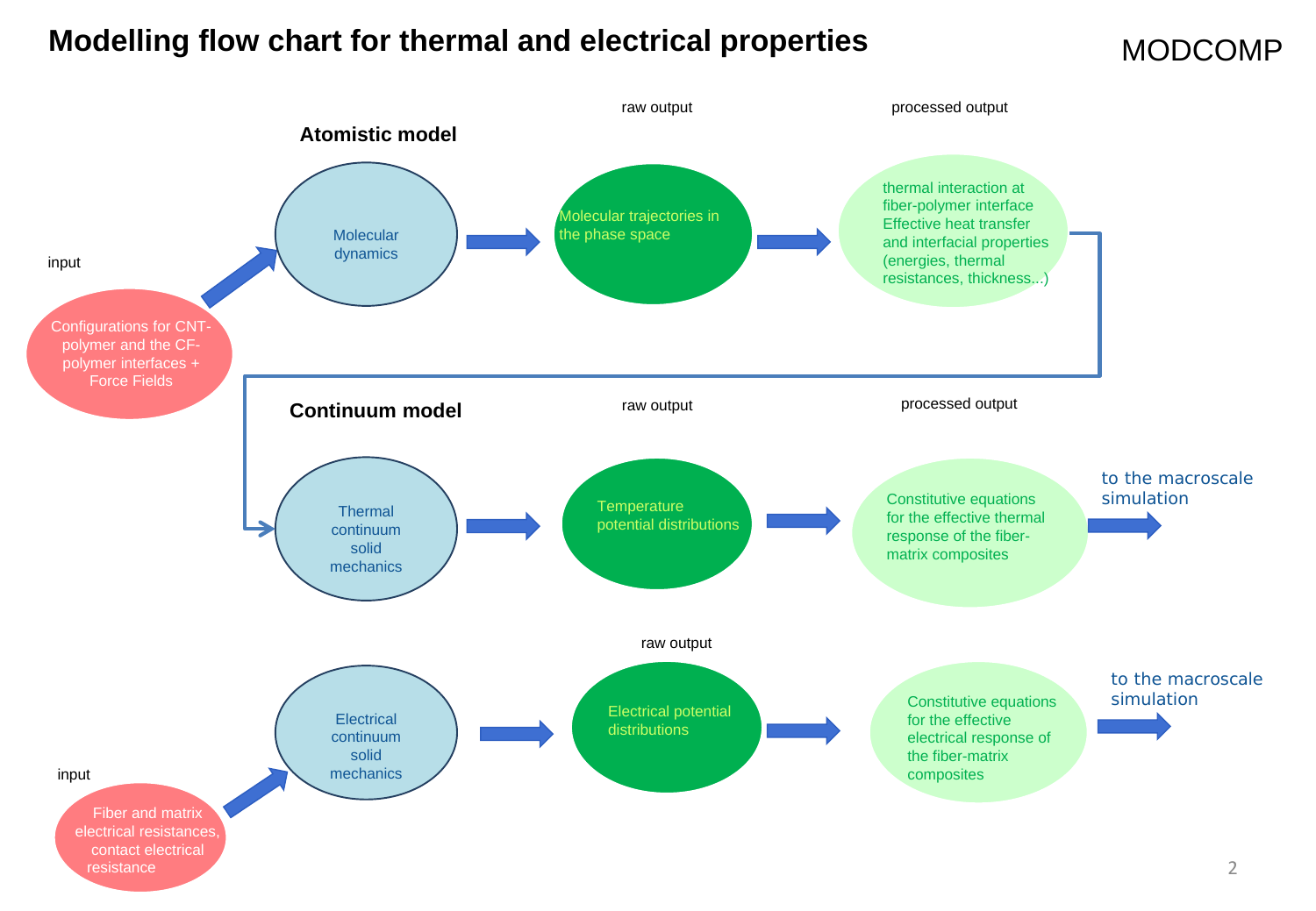# Modelling flow chart for thermal and electrical properties

MODCOMP

## Atomistic model

input

Configurations for CNT-polymer and the CF-polymer interfaces + Force Fields

→ Molecular dynamics → (raw output) Molecular trajectories in the phase space → (processed output) thermal interaction at fiber-polymer interface Effective heat transfer and interfacial properties (energies, thermal resistances, thickness...)

## Continuum model

→ Thermal continuum solid mechanics → (raw output) Temperature potential distributions → (processed output) Constitutive equations for the effective thermal response of the fiber-matrix composites → to the macroscale simulation

input

Fiber and matrix electrical resistances, contact electrical resistance

→ Electrical continuum solid mechanics → (raw output) Electrical potential distributions → Constitutive equations for the effective electrical response of the fiber-matrix composites → to the macroscale simulation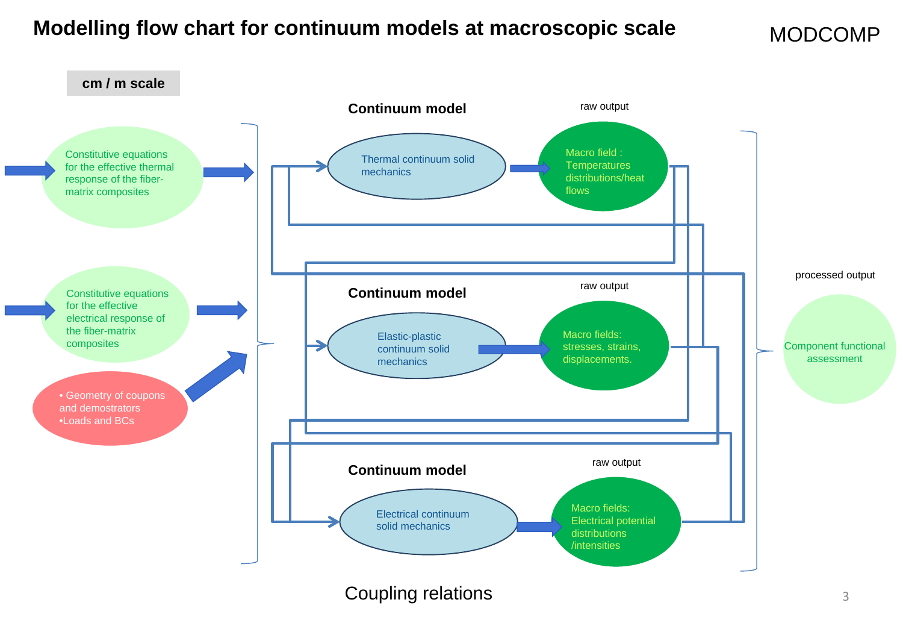# Modelling flow chart for continuum models at macroscopic scale

MODCOMP

**cm / m scale**

Constitutive equations for the effective thermal response of the fiber-matrix composites

Constitutive equations for the effective electrical response of the fiber-matrix composites

• Geometry of coupons and demostrators
•Loads and BCs

**Continuum model**

Thermal continuum solid mechanics

raw output

Macro field : Temperatures distributions/heat flows

**Continuum model**

Elastic-plastic continuum solid mechanics

raw output

Macro fields: stresses, strains, displacements.

**Continuum model**

Electrical continuum solid mechanics

raw output

Macro fields: Electrical potential distributions /intensities

processed output

Component functional assessment

Coupling relations